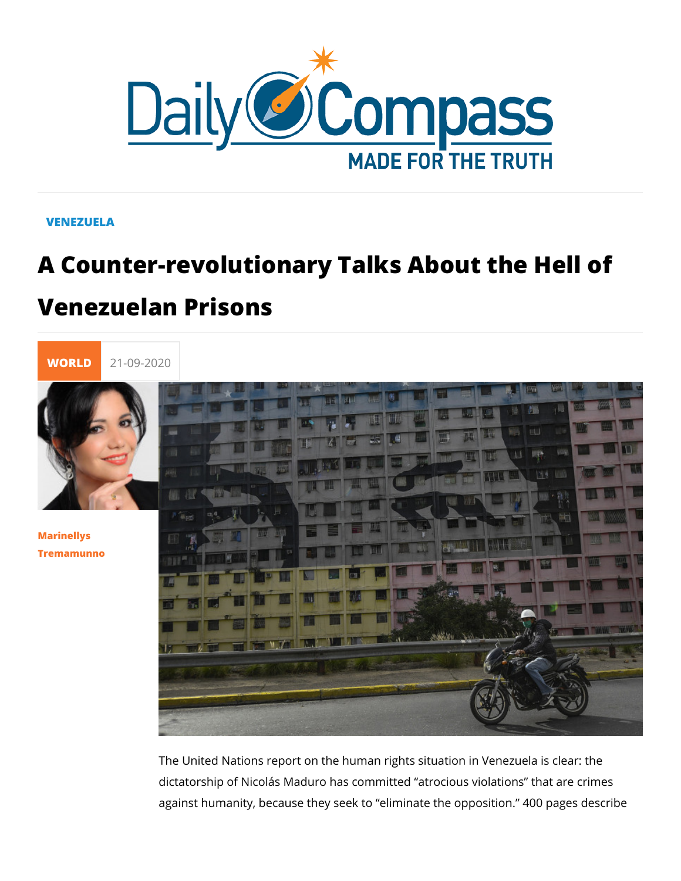VENEZUELA

# A Counter-revolutionary Talks About the Hell of Venezuelan Prisons

WORLD 21-09-2020

Marinellys Tremamunno

The United Nations report on the human rights situation in Venezuela is clear: the dictatorship of Nicolás Maduro has committed "atrocious violations" that are crimes against humanity, because they seek to "eliminate the opposition." 400 pages describe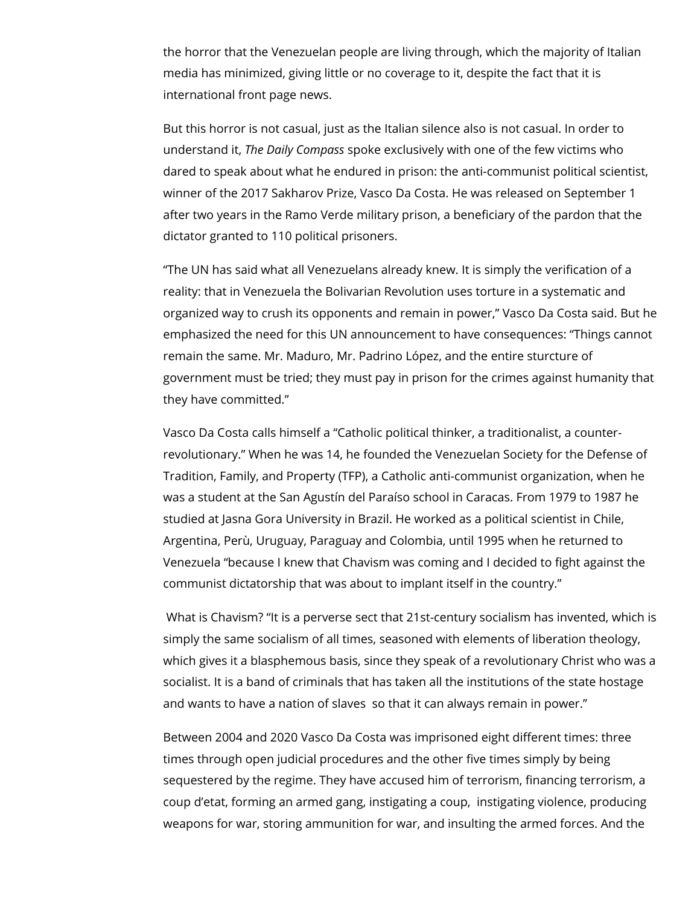the horror that the Venezuelan people are living through, which the majority of Italian media has minimized, giving little or no coverage to it, despite the fact that it is international front page news.

But this horror is not casual, just as the Italian silence also is not casual. In order to understand it, *The Daily Compass* spoke exclusively with one of the few victims who dared to speak about what he endured in prison: the anti-communist political scientist, winner of the 2017 Sakharov Prize, Vasco Da Costa. He was released on September 1 after two years in the Ramo Verde military prison, a beneficiary of the pardon that the dictator granted to 110 political prisoners.

"The UN has said what all Venezuelans already knew. It is simply the verification of a reality: that in Venezuela the Bolivarian Revolution uses torture in a systematic and organized way to crush its opponents and remain in power," Vasco Da Costa said. But he emphasized the need for this UN announcement to have consequences: "Things cannot remain the same. Mr. Maduro, Mr. Padrino López, and the entire sturcture of government must be tried; they must pay in prison for the crimes against humanity that they have committed."

Vasco Da Costa calls himself a "Catholic political thinker, a traditionalist, a counter-revolutionary." When he was 14, he founded the Venezuelan Society for the Defense of Tradition, Family, and Property (TFP), a Catholic anti-communist organization, when he was a student at the San Agustín del Paraíso school in Caracas. From 1979 to 1987 he studied at Jasna Gora University in Brazil. He worked as a political scientist in Chile, Argentina, Perù, Uruguay, Paraguay and Colombia, until 1995 when he returned to Venezuela "because I knew that Chavism was coming and I decided to fight against the communist dictatorship that was about to implant itself in the country."

What is Chavism? "It is a perverse sect that 21st-century socialism has invented, which is simply the same socialism of all times, seasoned with elements of liberation theology, which gives it a blasphemous basis, since they speak of a revolutionary Christ who was a socialist. It is a band of criminals that has taken all the institutions of the state hostage and wants to have a nation of slaves so that it can always remain in power."

Between 2004 and 2020 Vasco Da Costa was imprisoned eight different times: three times through open judicial procedures and the other five times simply by being sequestered by the regime. They have accused him of terrorism, financing terrorism, a coup d'etat, forming an armed gang, instigating a coup, instigating violence, producing weapons for war, storing ammunition for war, and insulting the armed forces. And the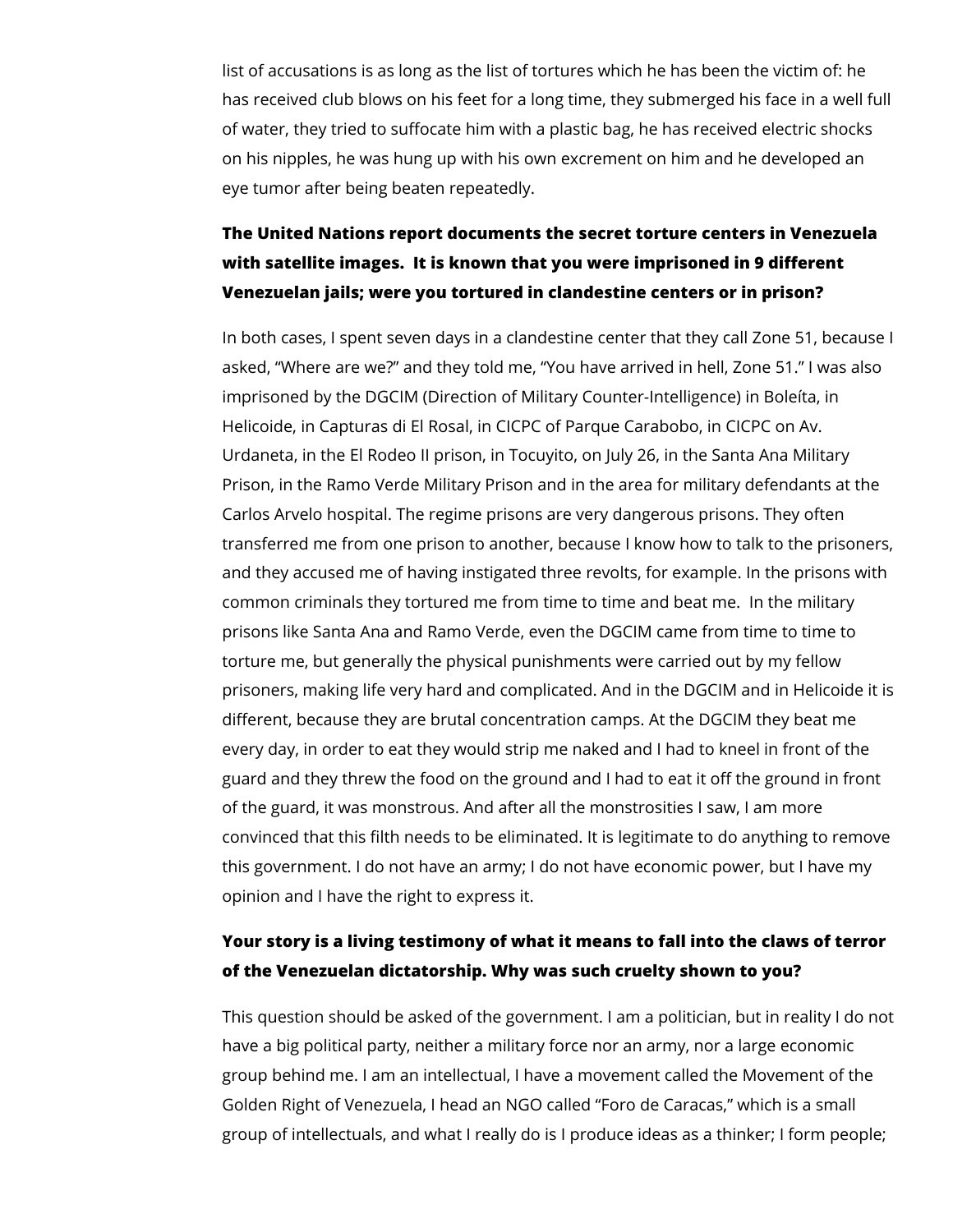list of accusations is as long as the list of tortures which he has been the victim of: he has received club blows on his feet for a long time, they submerged his face in a well full of water, they tried to suffocate him with a plastic bag, he has received electric shocks on his nipples, he was hung up with his own excrement on him and he developed an eye tumor after being beaten repeatedly.

**The United Nations report documents the secret torture centers in Venezuela with satellite images.  It is known that you were imprisoned in 9 different Venezuelan jails; were you tortured in clandestine centers or in prison?**

In both cases, I spent seven days in a clandestine center that they call Zone 51, because I asked, "Where are we?" and they told me, "You have arrived in hell, Zone 51." I was also imprisoned by the DGCIM (Direction of Military Counter-Intelligence) in Boleíta, in Helicoide, in Capturas di El Rosal, in CICPC of Parque Carabobo, in CICPC on Av. Urdaneta, in the El Rodeo II prison, in Tocuyito, on July 26, in the Santa Ana Military Prison, in the Ramo Verde Military Prison and in the area for military defendants at the Carlos Arvelo hospital. The regime prisons are very dangerous prisons. They often transferred me from one prison to another, because I know how to talk to the prisoners, and they accused me of having instigated three revolts, for example. In the prisons with common criminals they tortured me from time to time and beat me.  In the military prisons like Santa Ana and Ramo Verde, even the DGCIM came from time to time to torture me, but generally the physical punishments were carried out by my fellow prisoners, making life very hard and complicated. And in the DGCIM and in Helicoide it is different, because they are brutal concentration camps. At the DGCIM they beat me every day, in order to eat they would strip me naked and I had to kneel in front of the guard and they threw the food on the ground and I had to eat it off the ground in front of the guard, it was monstrous. And after all the monstrosities I saw, I am more convinced that this filth needs to be eliminated. It is legitimate to do anything to remove this government. I do not have an army; I do not have economic power, but I have my opinion and I have the right to express it.

**Your story is a living testimony of what it means to fall into the claws of terror of the Venezuelan dictatorship. Why was such cruelty shown to you?**

This question should be asked of the government. I am a politician, but in reality I do not have a big political party, neither a military force nor an army, nor a large economic group behind me. I am an intellectual, I have a movement called the Movement of the Golden Right of Venezuela, I head an NGO called "Foro de Caracas," which is a small group of intellectuals, and what I really do is I produce ideas as a thinker; I form people;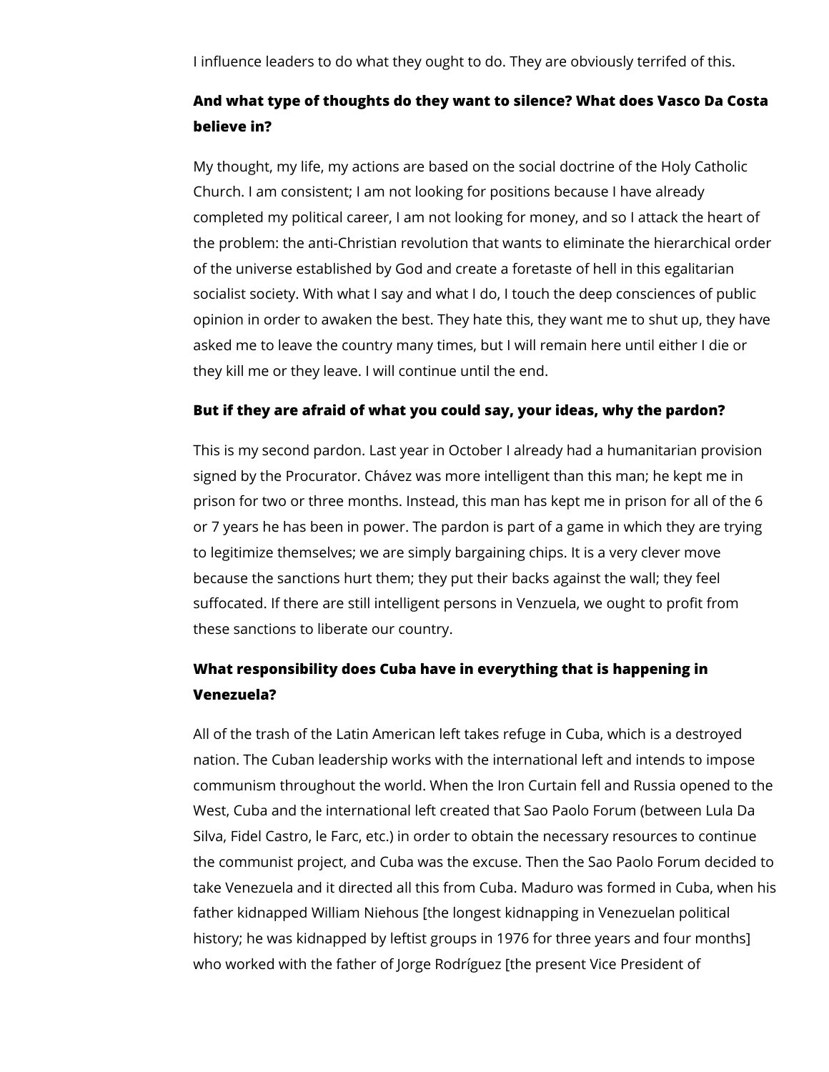I influence leaders to do what they ought to do. They are obviously terrifed of this.

**And what type of thoughts do they want to silence? What does Vasco Da Costa believe in?**

My thought, my life, my actions are based on the social doctrine of the Holy Catholic Church. I am consistent; I am not looking for positions because I have already completed my political career, I am not looking for money, and so I attack the heart of the problem: the anti-Christian revolution that wants to eliminate the hierarchical order of the universe established by God and create a foretaste of hell in this egalitarian socialist society. With what I say and what I do, I touch the deep consciences of public opinion in order to awaken the best. They hate this, they want me to shut up, they have asked me to leave the country many times, but I will remain here until either I die or they kill me or they leave. I will continue until the end.

**But if they are afraid of what you could say, your ideas, why the pardon?**

This is my second pardon. Last year in October I already had a humanitarian provision signed by the Procurator. Chávez was more intelligent than this man; he kept me in prison for two or three months. Instead, this man has kept me in prison for all of the 6 or 7 years he has been in power. The pardon is part of a game in which they are trying to legitimize themselves; we are simply bargaining chips. It is a very clever move because the sanctions hurt them; they put their backs against the wall; they feel suffocated. If there are still intelligent persons in Venzuela, we ought to profit from these sanctions to liberate our country.

**What responsibility does Cuba have in everything that is happening in Venezuela?**

All of the trash of the Latin American left takes refuge in Cuba, which is a destroyed nation. The Cuban leadership works with the international left and intends to impose communism throughout the world. When the Iron Curtain fell and Russia opened to the West, Cuba and the international left created that Sao Paolo Forum (between Lula Da Silva, Fidel Castro, le Farc, etc.) in order to obtain the necessary resources to continue the communist project, and Cuba was the excuse. Then the Sao Paolo Forum decided to take Venezuela and it directed all this from Cuba. Maduro was formed in Cuba, when his father kidnapped William Niehous [the longest kidnapping in Venezuelan political history; he was kidnapped by leftist groups in 1976 for three years and four months] who worked with the father of Jorge Rodríguez [the present Vice President of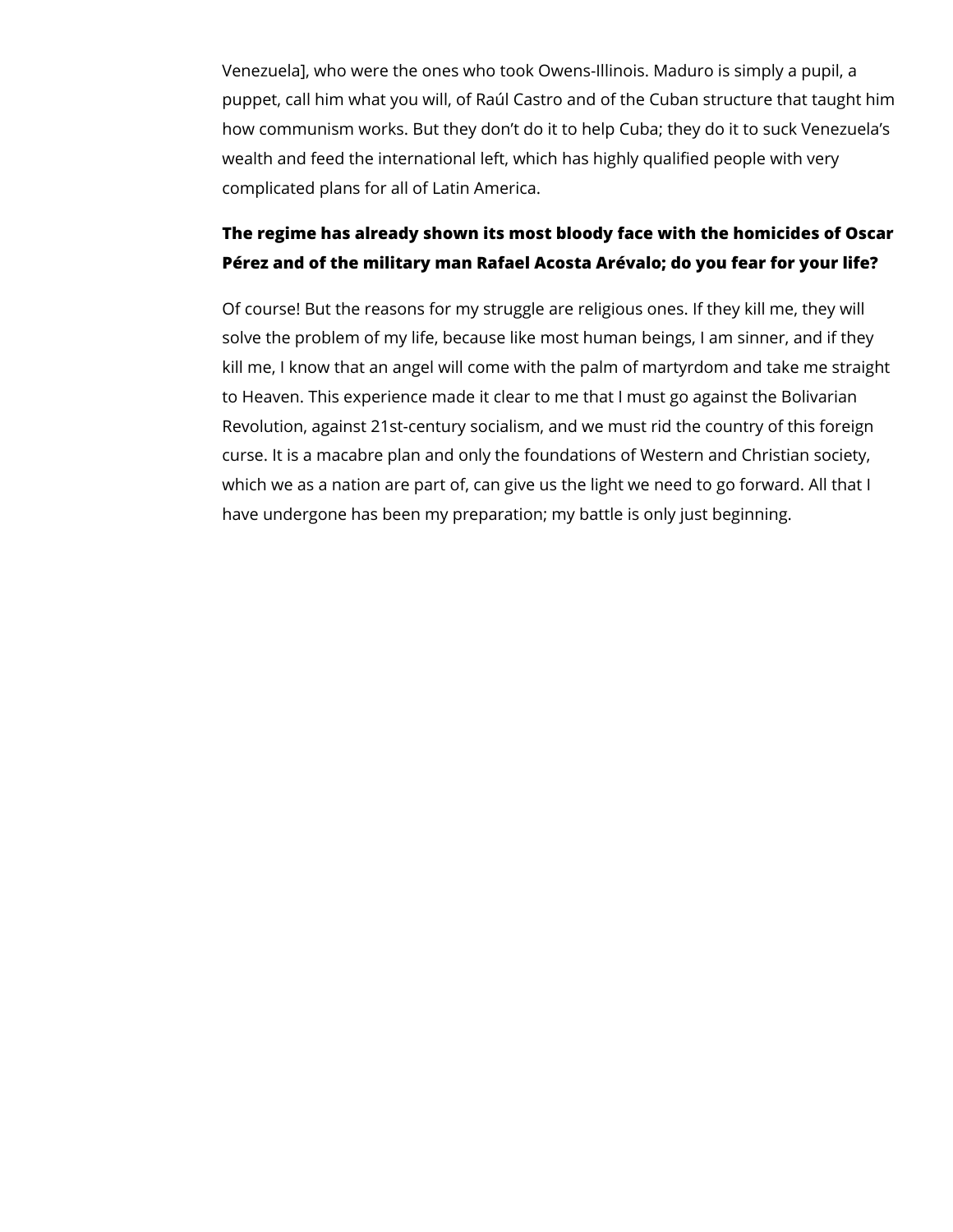Venezuela], who were the ones who took Owens-Illinois. Maduro is simply a pupil, a puppet, call him what you will, of Raúl Castro and of the Cuban structure that taught him how communism works. But they don't do it to help Cuba; they do it to suck Venezuela's wealth and feed the international left, which has highly qualified people with very complicated plans for all of Latin America.

**The regime has already shown its most bloody face with the homicides of Oscar Pérez and of the military man Rafael Acosta Arévalo; do you fear for your life?**

Of course! But the reasons for my struggle are religious ones. If they kill me, they will solve the problem of my life, because like most human beings, I am sinner, and if they kill me, I know that an angel will come with the palm of martyrdom and take me straight to Heaven. This experience made it clear to me that I must go against the Bolivarian Revolution, against 21st-century socialism, and we must rid the country of this foreign curse. It is a macabre plan and only the foundations of Western and Christian society, which we as a nation are part of, can give us the light we need to go forward. All that I have undergone has been my preparation; my battle is only just beginning.